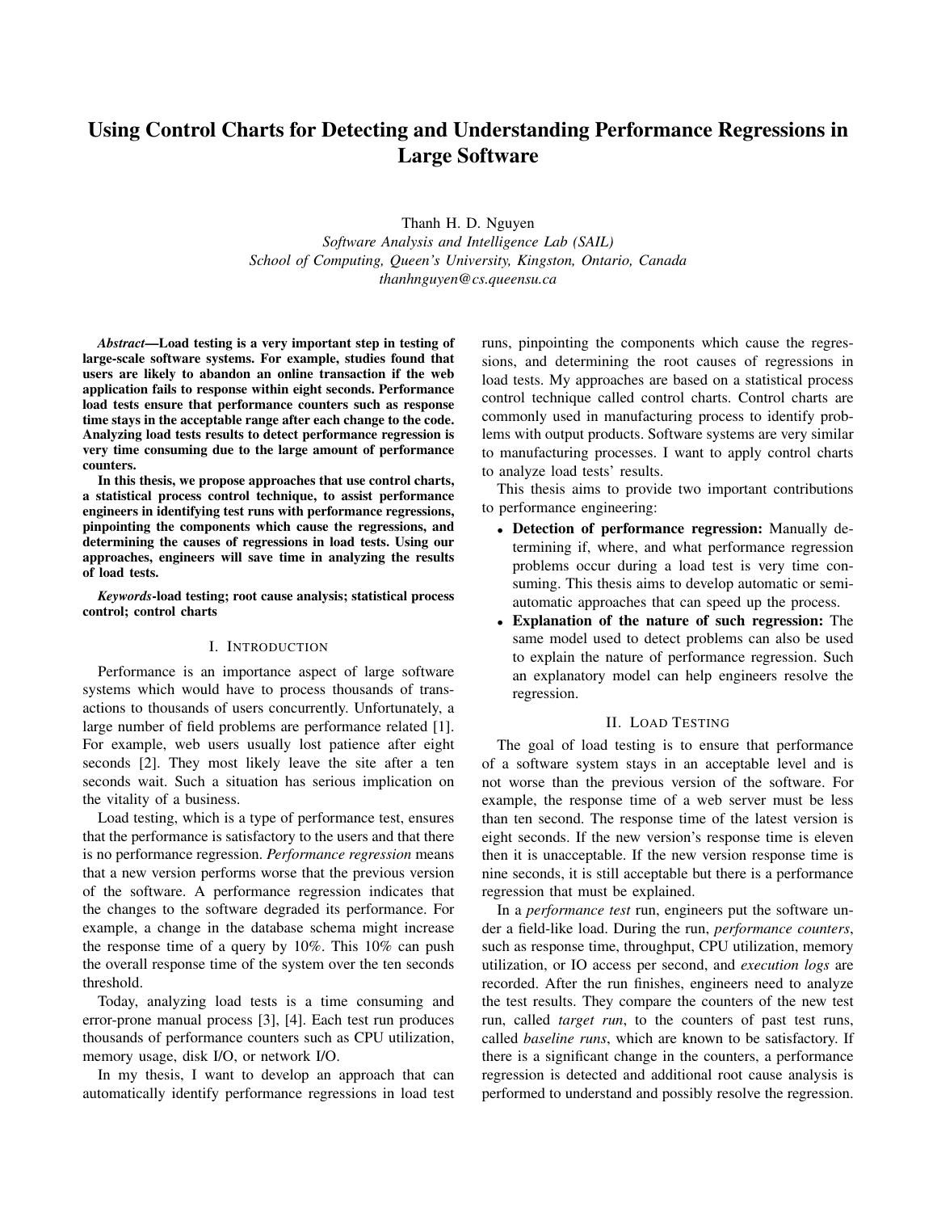# Using Control Charts for Detecting and Understanding Performance Regressions in Large Software

Thanh H. D. Nguyen

*Software Analysis and Intelligence Lab (SAIL)*
*School of Computing, Queen's University, Kingston, Ontario, Canada*
*thanhnguyen@cs.queensu.ca*

***Abstract*—Load testing is a very important step in testing of large-scale software systems. For example, studies found that users are likely to abandon an online transaction if the web application fails to response within eight seconds. Performance load tests ensure that performance counters such as response time stays in the acceptable range after each change to the code. Analyzing load tests results to detect performance regression is very time consuming due to the large amount of performance counters.**

**In this thesis, we propose approaches that use control charts, a statistical process control technique, to assist performance engineers in identifying test runs with performance regressions, pinpointing the components which cause the regressions, and determining the causes of regressions in load tests. Using our approaches, engineers will save time in analyzing the results of load tests.**

***Keywords*-load testing; root cause analysis; statistical process control; control charts**

## I. Introduction

Performance is an importance aspect of large software systems which would have to process thousands of transactions to thousands of users concurrently. Unfortunately, a large number of field problems are performance related [1]. For example, web users usually lost patience after eight seconds [2]. They most likely leave the site after a ten seconds wait. Such a situation has serious implication on the vitality of a business.

Load testing, which is a type of performance test, ensures that the performance is satisfactory to the users and that there is no performance regression. *Performance regression* means that a new version performs worse that the previous version of the software. A performance regression indicates that the changes to the software degraded its performance. For example, a change in the database schema might increase the response time of a query by 10%. This 10% can push the overall response time of the system over the ten seconds threshold.

Today, analyzing load tests is a time consuming and error-prone manual process [3], [4]. Each test run produces thousands of performance counters such as CPU utilization, memory usage, disk I/O, or network I/O.

In my thesis, I want to develop an approach that can automatically identify performance regressions in load test runs, pinpointing the components which cause the regressions, and determining the root causes of regressions in load tests. My approaches are based on a statistical process control technique called control charts. Control charts are commonly used in manufacturing process to identify problems with output products. Software systems are very similar to manufacturing processes. I want to apply control charts to analyze load tests' results.

This thesis aims to provide two important contributions to performance engineering:

- **Detection of performance regression:** Manually determining if, where, and what performance regression problems occur during a load test is very time consuming. This thesis aims to develop automatic or semi-automatic approaches that can speed up the process.
- **Explanation of the nature of such regression:** The same model used to detect problems can also be used to explain the nature of performance regression. Such an explanatory model can help engineers resolve the regression.

## II. Load Testing

The goal of load testing is to ensure that performance of a software system stays in an acceptable level and is not worse than the previous version of the software. For example, the response time of a web server must be less than ten second. The response time of the latest version is eight seconds. If the new version's response time is eleven then it is unacceptable. If the new version response time is nine seconds, it is still acceptable but there is a performance regression that must be explained.

In a *performance test* run, engineers put the software under a field-like load. During the run, *performance counters*, such as response time, throughput, CPU utilization, memory utilization, or IO access per second, and *execution logs* are recorded. After the run finishes, engineers need to analyze the test results. They compare the counters of the new test run, called *target run*, to the counters of past test runs, called *baseline runs*, which are known to be satisfactory. If there is a significant change in the counters, a performance regression is detected and additional root cause analysis is performed to understand and possibly resolve the regression.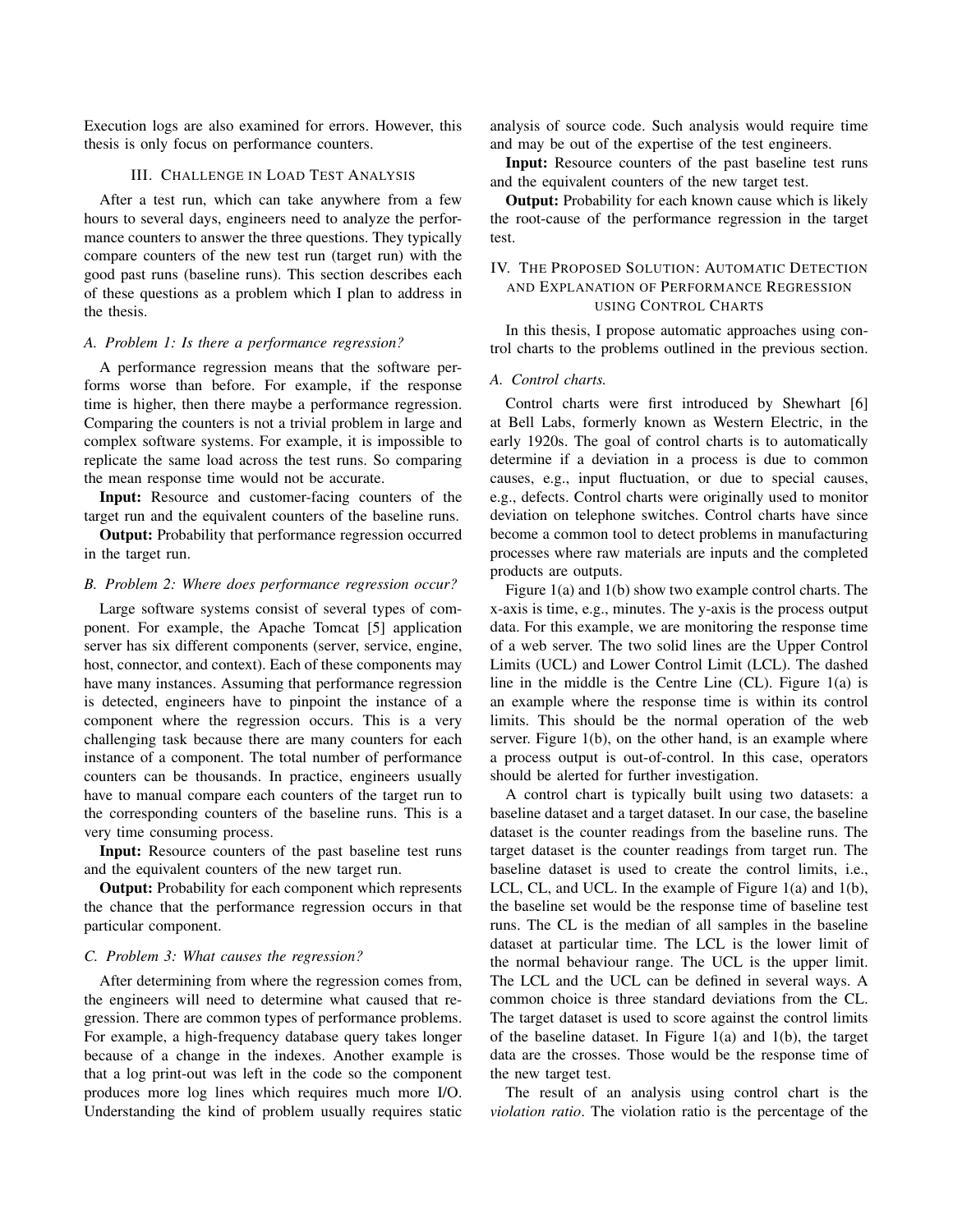Execution logs are also examined for errors. However, this thesis is only focus on performance counters.

## III. Challenge in Load Test Analysis

After a test run, which can take anywhere from a few hours to several days, engineers need to analyze the performance counters to answer the three questions. They typically compare counters of the new test run (target run) with the good past runs (baseline runs). This section describes each of these questions as a problem which I plan to address in the thesis.

### *A. Problem 1: Is there a performance regression?*

A performance regression means that the software performs worse than before. For example, if the response time is higher, then there maybe a performance regression. Comparing the counters is not a trivial problem in large and complex software systems. For example, it is impossible to replicate the same load across the test runs. So comparing the mean response time would not be accurate.

**Input:** Resource and customer-facing counters of the target run and the equivalent counters of the baseline runs.

**Output:** Probability that performance regression occurred in the target run.

### *B. Problem 2: Where does performance regression occur?*

Large software systems consist of several types of component. For example, the Apache Tomcat [5] application server has six different components (server, service, engine, host, connector, and context). Each of these components may have many instances. Assuming that performance regression is detected, engineers have to pinpoint the instance of a component where the regression occurs. This is a very challenging task because there are many counters for each instance of a component. The total number of performance counters can be thousands. In practice, engineers usually have to manual compare each counters of the target run to the corresponding counters of the baseline runs. This is a very time consuming process.

**Input:** Resource counters of the past baseline test runs and the equivalent counters of the new target run.

**Output:** Probability for each component which represents the chance that the performance regression occurs in that particular component.

### *C. Problem 3: What causes the regression?*

After determining from where the regression comes from, the engineers will need to determine what caused that regression. There are common types of performance problems. For example, a high-frequency database query takes longer because of a change in the indexes. Another example is that a log print-out was left in the code so the component produces more log lines which requires much more I/O. Understanding the kind of problem usually requires static analysis of source code. Such analysis would require time and may be out of the expertise of the test engineers.

**Input:** Resource counters of the past baseline test runs and the equivalent counters of the new target test.

**Output:** Probability for each known cause which is likely the root-cause of the performance regression in the target test.

## IV. The Proposed Solution: Automatic Detection and Explanation of Performance Regression using Control Charts

In this thesis, I propose automatic approaches using control charts to the problems outlined in the previous section.

### *A. Control charts.*

Control charts were first introduced by Shewhart [6] at Bell Labs, formerly known as Western Electric, in the early 1920s. The goal of control charts is to automatically determine if a deviation in a process is due to common causes, e.g., input fluctuation, or due to special causes, e.g., defects. Control charts were originally used to monitor deviation on telephone switches. Control charts have since become a common tool to detect problems in manufacturing processes where raw materials are inputs and the completed products are outputs.

Figure 1(a) and 1(b) show two example control charts. The x-axis is time, e.g., minutes. The y-axis is the process output data. For this example, we are monitoring the response time of a web server. The two solid lines are the Upper Control Limits (UCL) and Lower Control Limit (LCL). The dashed line in the middle is the Centre Line (CL). Figure 1(a) is an example where the response time is within its control limits. This should be the normal operation of the web server. Figure 1(b), on the other hand, is an example where a process output is out-of-control. In this case, operators should be alerted for further investigation.

A control chart is typically built using two datasets: a baseline dataset and a target dataset. In our case, the baseline dataset is the counter readings from the baseline runs. The target dataset is the counter readings from target run. The baseline dataset is used to create the control limits, i.e., LCL, CL, and UCL. In the example of Figure 1(a) and 1(b), the baseline set would be the response time of baseline test runs. The CL is the median of all samples in the baseline dataset at particular time. The LCL is the lower limit of the normal behaviour range. The UCL is the upper limit. The LCL and the UCL can be defined in several ways. A common choice is three standard deviations from the CL. The target dataset is used to score against the control limits of the baseline dataset. In Figure 1(a) and 1(b), the target data are the crosses. Those would be the response time of the new target test.

The result of an analysis using control chart is the *violation ratio*. The violation ratio is the percentage of the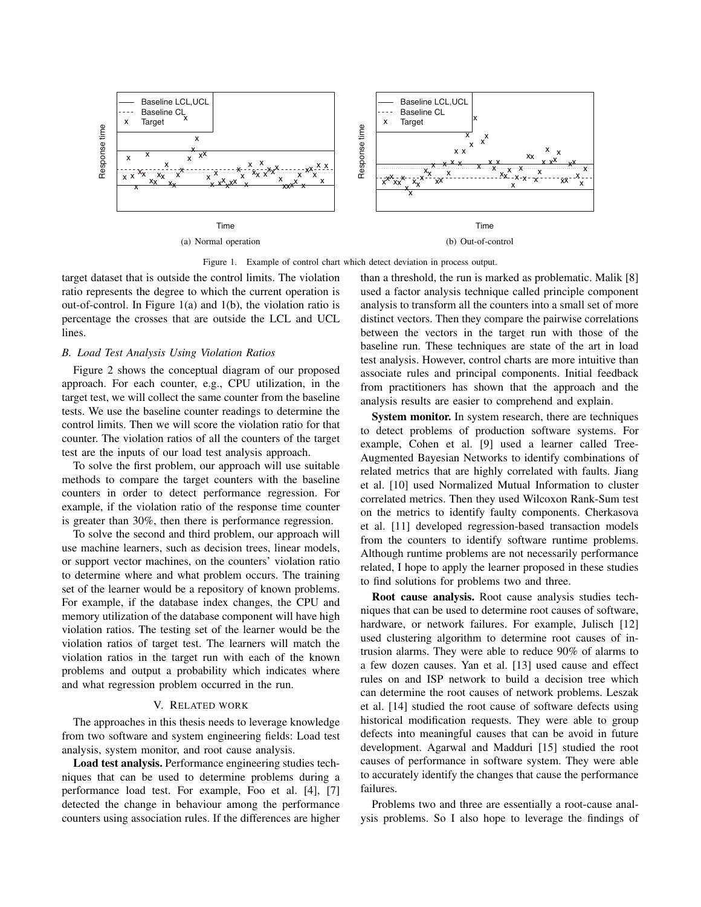Baseline LCL,UCL
Baseline CL
x Target

Response time

Time

(a) Normal operation

Baseline LCL,UCL
Baseline CL
x Target

Response time

Time

(b) Out-of-control

Figure 1. Example of control chart which detect deviation in process output.

target dataset that is outside the control limits. The violation ratio represents the degree to which the current operation is out-of-control. In Figure 1(a) and 1(b), the violation ratio is percentage the crosses that are outside the LCL and UCL lines.

### B. Load Test Analysis Using Violation Ratios

Figure 2 shows the conceptual diagram of our proposed approach. For each counter, e.g., CPU utilization, in the target test, we will collect the same counter from the baseline tests. We use the baseline counter readings to determine the control limits. Then we will score the violation ratio for that counter. The violation ratios of all the counters of the target test are the inputs of our load test analysis approach.

To solve the first problem, our approach will use suitable methods to compare the target counters with the baseline counters in order to detect performance regression. For example, if the violation ratio of the response time counter is greater than 30%, then there is performance regression.

To solve the second and third problem, our approach will use machine learners, such as decision trees, linear models, or support vector machines, on the counters' violation ratio to determine where and what problem occurs. The training set of the learner would be a repository of known problems. For example, if the database index changes, the CPU and memory utilization of the database component will have high violation ratios. The testing set of the learner would be the violation ratios of target test. The learners will match the violation ratios in the target run with each of the known problems and output a probability which indicates where and what regression problem occurred in the run.

## V. Related work

The approaches in this thesis needs to leverage knowledge from two software and system engineering fields: Load test analysis, system monitor, and root cause analysis.

**Load test analysis.** Performance engineering studies techniques that can be used to determine problems during a performance load test. For example, Foo et al. [4], [7] detected the change in behaviour among the performance counters using association rules. If the differences are higher than a threshold, the run is marked as problematic. Malik [8] used a factor analysis technique called principle component analysis to transform all the counters into a small set of more distinct vectors. Then they compare the pairwise correlations between the vectors in the target run with those of the baseline run. These techniques are state of the art in load test analysis. However, control charts are more intuitive than associate rules and principal components. Initial feedback from practitioners has shown that the approach and the analysis results are easier to comprehend and explain.

**System monitor.** In system research, there are techniques to detect problems of production software systems. For example, Cohen et al. [9] used a learner called Tree-Augmented Bayesian Networks to identify combinations of related metrics that are highly correlated with faults. Jiang et al. [10] used Normalized Mutual Information to cluster correlated metrics. Then they used Wilcoxon Rank-Sum test on the metrics to identify faulty components. Cherkasova et al. [11] developed regression-based transaction models from the counters to identify software runtime problems. Although runtime problems are not necessarily performance related, I hope to apply the learner proposed in these studies to find solutions for problems two and three.

**Root cause analysis.** Root cause analysis studies techniques that can be used to determine root causes of software, hardware, or network failures. For example, Julisch [12] used clustering algorithm to determine root causes of intrusion alarms. They were able to reduce 90% of alarms to a few dozen causes. Yan et al. [13] used cause and effect rules on and ISP network to build a decision tree which can determine the root causes of network problems. Leszak et al. [14] studied the root cause of software defects using historical modification requests. They were able to group defects into meaningful causes that can be avoid in future development. Agarwal and Madduri [15] studied the root causes of performance in software system. They were able to accurately identify the changes that cause the performance failures.

Problems two and three are essentially a root-cause analysis problems. So I also hope to leverage the findings of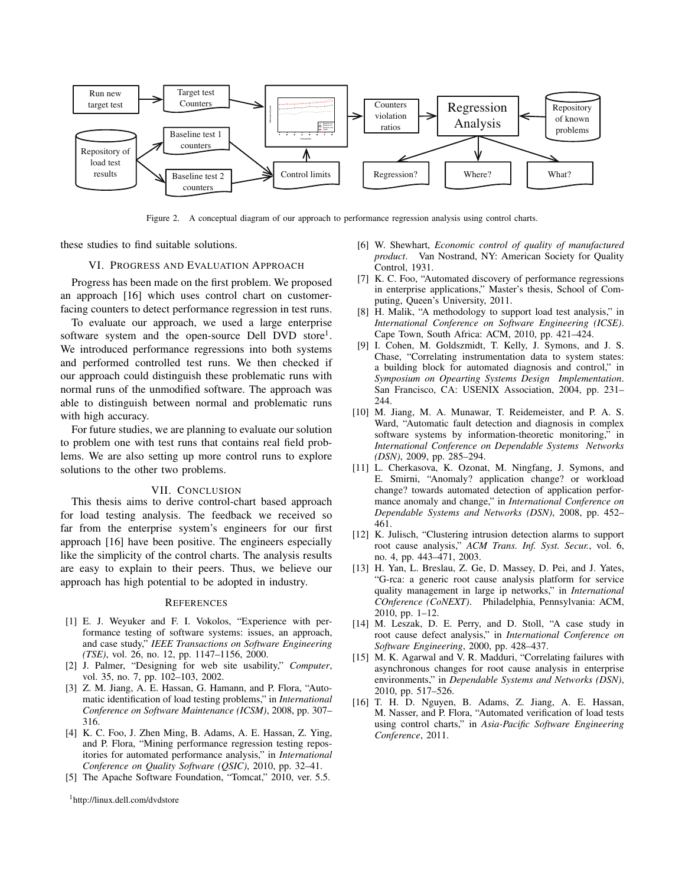Run new target test

Target test Counters

Baseline test 1 counters

Baseline test 2 counters

Repository of load test results

Control limits

Counters violation ratios

Regression Analysis

Repository of known problems

Regression?

Where?

What?

Figure 2. A conceptual diagram of our approach to performance regression analysis using control charts.

these studies to find suitable solutions.

## VI. Progress and Evaluation Approach

Progress has been made on the first problem. We proposed an approach [16] which uses control chart on customer-facing counters to detect performance regression in test runs.

To evaluate our approach, we used a large enterprise software system and the open-source Dell DVD store[1]. We introduced performance regressions into both systems and performed controlled test runs. We then checked if our approach could distinguish these problematic runs with normal runs of the unmodified software. The approach was able to distinguish between normal and problematic runs with high accuracy.

For future studies, we are planning to evaluate our solution to problem one with test runs that contains real field problems. We are also setting up more control runs to explore solutions to the other two problems.

## VII. Conclusion

This thesis aims to derive control-chart based approach for load testing analysis. The feedback we received so far from the enterprise system's engineers for our first approach [16] have been positive. The engineers especially like the simplicity of the control charts. The analysis results are easy to explain to their peers. Thus, we believe our approach has high potential to be adopted in industry.

[1] http://linux.dell.com/dvdstore

## References

[1] E. J. Weyuker and F. I. Vokolos, "Experience with performance testing of software systems: issues, an approach, and case study," *IEEE Transactions on Software Engineering (TSE)*, vol. 26, no. 12, pp. 1147–1156, 2000.

[2] J. Palmer, "Designing for web site usability," *Computer*, vol. 35, no. 7, pp. 102–103, 2002.

[3] Z. M. Jiang, A. E. Hassan, G. Hamann, and P. Flora, "Automatic identification of load testing problems," in *International Conference on Software Maintenance (ICSM)*, 2008, pp. 307–316.

[4] K. C. Foo, J. Zhen Ming, B. Adams, A. E. Hassan, Z. Ying, and P. Flora, "Mining performance regression testing repositories for automated performance analysis," in *International Conference on Quality Software (QSIC)*, 2010, pp. 32–41.

[5] The Apache Software Foundation, "Tomcat," 2010, ver. 5.5.

[6] W. Shewhart, *Economic control of quality of manufactured product*. Van Nostrand, NY: American Society for Quality Control, 1931.

[7] K. C. Foo, "Automated discovery of performance regressions in enterprise applications," Master's thesis, School of Computing, Queen's University, 2011.

[8] H. Malik, "A methodology to support load test analysis," in *International Conference on Software Engineering (ICSE)*. Cape Town, South Africa: ACM, 2010, pp. 421–424.

[9] I. Cohen, M. Goldszmidt, T. Kelly, J. Symons, and J. S. Chase, "Correlating instrumentation data to system states: a building block for automated diagnosis and control," in *Symposium on Opearting Systems Design Implementation*. San Francisco, CA: USENIX Association, 2004, pp. 231–244.

[10] M. Jiang, M. A. Munawar, T. Reidemeister, and P. A. S. Ward, "Automatic fault detection and diagnosis in complex software systems by information-theoretic monitoring," in *International Conference on Dependable Systems Networks (DSN)*, 2009, pp. 285–294.

[11] L. Cherkasova, K. Ozonat, M. Ningfang, J. Symons, and E. Smirni, "Anomaly? application change? or workload change? towards automated detection of application performance anomaly and change," in *International Conference on Dependable Systems and Networks (DSN)*, 2008, pp. 452–461.

[12] K. Julisch, "Clustering intrusion detection alarms to support root cause analysis," *ACM Trans. Inf. Syst. Secur.*, vol. 6, no. 4, pp. 443–471, 2003.

[13] H. Yan, L. Breslau, Z. Ge, D. Massey, D. Pei, and J. Yates, "G-rca: a generic root cause analysis platform for service quality management in large ip networks," in *International COnference (CoNEXT)*. Philadelphia, Pennsylvania: ACM, 2010, pp. 1–12.

[14] M. Leszak, D. E. Perry, and D. Stoll, "A case study in root cause defect analysis," in *International Conference on Software Engineering*, 2000, pp. 428–437.

[15] M. K. Agarwal and V. R. Madduri, "Correlating failures with asynchronous changes for root cause analysis in enterprise environments," in *Dependable Systems and Networks (DSN)*, 2010, pp. 517–526.

[16] T. H. D. Nguyen, B. Adams, Z. Jiang, A. E. Hassan, M. Nasser, and P. Flora, "Automated verification of load tests using control charts," in *Asia-Pacific Software Engineering Conference*, 2011.